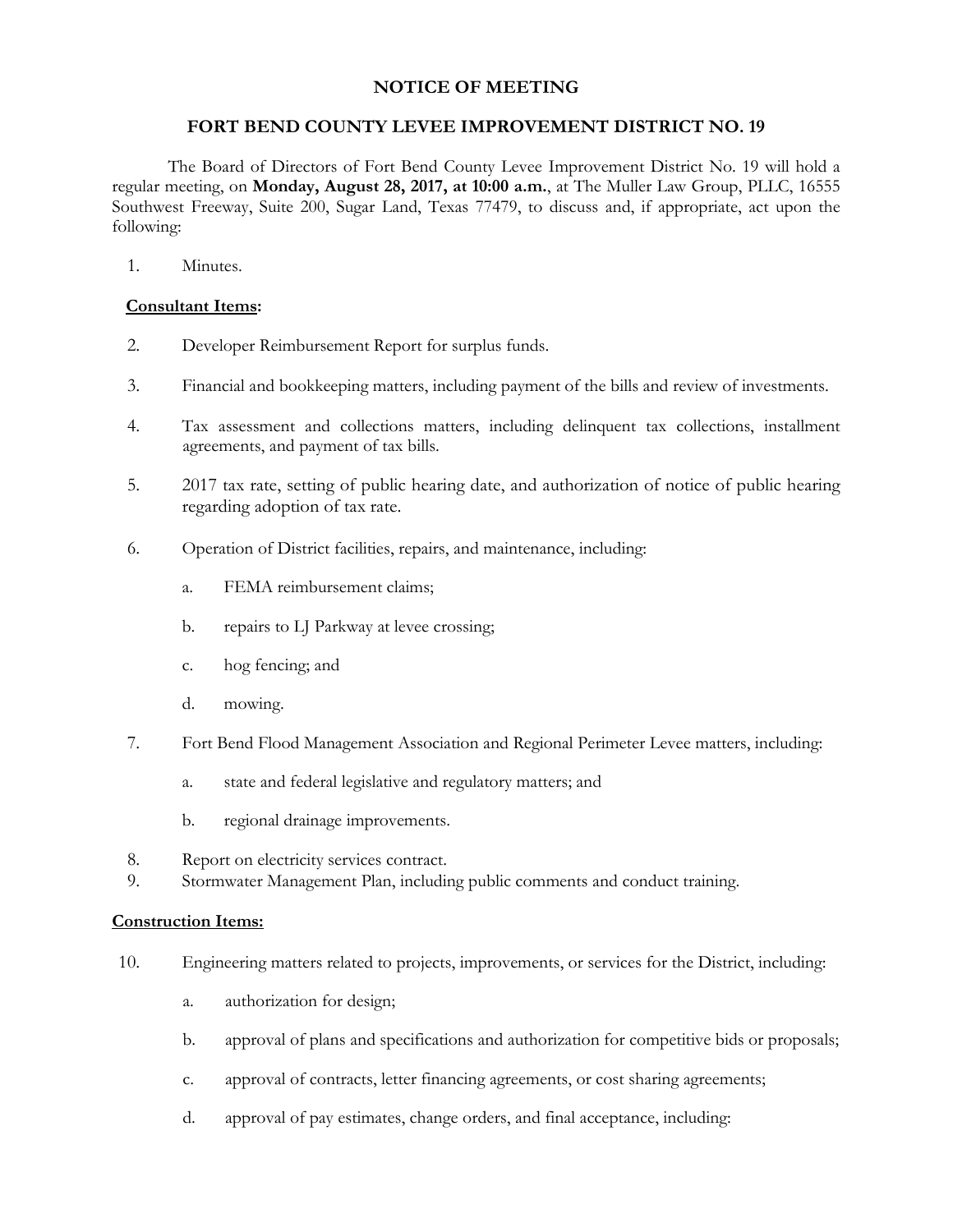# NOTICE OF MEETING

## FORT BEND COUNTY LEVEE IMPROVEMENT DISTRICT NO. 19

The Board of Directors of Fort Bend County Levee Improvement District No. 19 will hold a regular meeting, on **Monday, August 28, 2017, at 10:00 a.m.**, at The Muller Law Group, PLLC, 16555 Southwest Freeway, Suite 200, Sugar Land, Texas 77479, to discuss and, if appropriate, act upon the following:

1. Minutes.

**Consultant Items:**

2. Developer Reimbursement Report for surplus funds.
3. Financial and bookkeeping matters, including payment of the bills and review of investments.
4. Tax assessment and collections matters, including delinquent tax collections, installment agreements, and payment of tax bills.
5. 2017 tax rate, setting of public hearing date, and authorization of notice of public hearing regarding adoption of tax rate.
6. Operation of District facilities, repairs, and maintenance, including:
   a. FEMA reimbursement claims;
   b. repairs to LJ Parkway at levee crossing;
   c. hog fencing; and
   d. mowing.
7. Fort Bend Flood Management Association and Regional Perimeter Levee matters, including:
   a. state and federal legislative and regulatory matters; and
   b. regional drainage improvements.
8. Report on electricity services contract.
9. Stormwater Management Plan, including public comments and conduct training.

**Construction Items:**

10. Engineering matters related to projects, improvements, or services for the District, including:
    a. authorization for design;
    b. approval of plans and specifications and authorization for competitive bids or proposals;
    c. approval of contracts, letter financing agreements, or cost sharing agreements;
    d. approval of pay estimates, change orders, and final acceptance, including: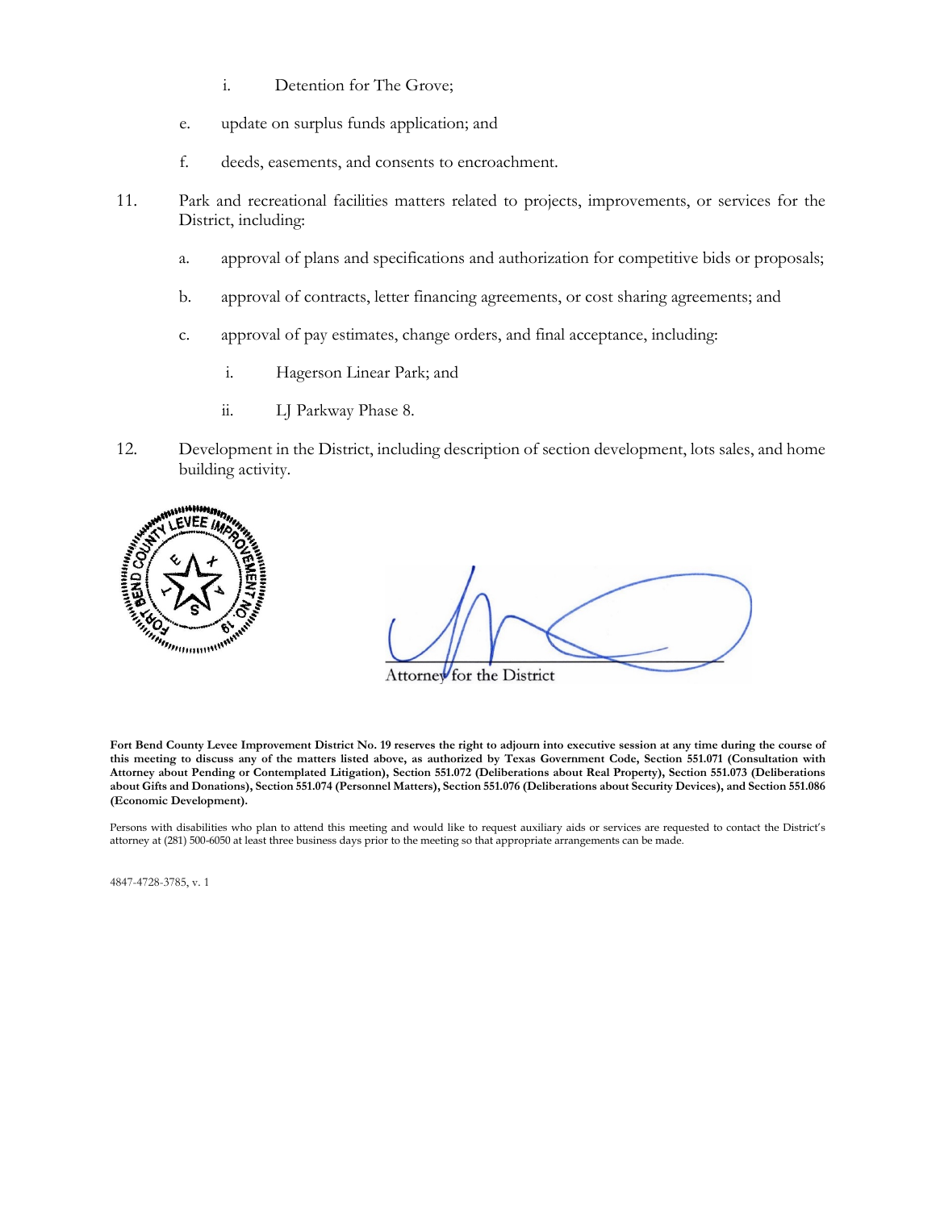i. Detention for The Grove;

  e. update on surplus funds application; and

  f. deeds, easements, and consents to encroachment.

11. Park and recreational facilities matters related to projects, improvements, or services for the District, including:

    a. approval of plans and specifications and authorization for competitive bids or proposals;

    b. approval of contracts, letter financing agreements, or cost sharing agreements; and

    c. approval of pay estimates, change orders, and final acceptance, including:

        i. Hagerson Linear Park; and

        ii. LJ Parkway Phase 8.

12. Development in the District, including description of section development, lots sales, and home building activity.

FORT BEND COUNTY LEVEE IMPROVEMENT NO. 19 — TEXAS

Attorney for the District

**Fort Bend County Levee Improvement District No. 19 reserves the right to adjourn into executive session at any time during the course of this meeting to discuss any of the matters listed above, as authorized by Texas Government Code, Section 551.071 (Consultation with Attorney about Pending or Contemplated Litigation), Section 551.072 (Deliberations about Real Property), Section 551.073 (Deliberations about Gifts and Donations), Section 551.074 (Personnel Matters), Section 551.076 (Deliberations about Security Devices), and Section 551.086 (Economic Development).**

Persons with disabilities who plan to attend this meeting and would like to request auxiliary aids or services are requested to contact the District's attorney at (281) 500-6050 at least three business days prior to the meeting so that appropriate arrangements can be made.

4847-4728-3785, v. 1